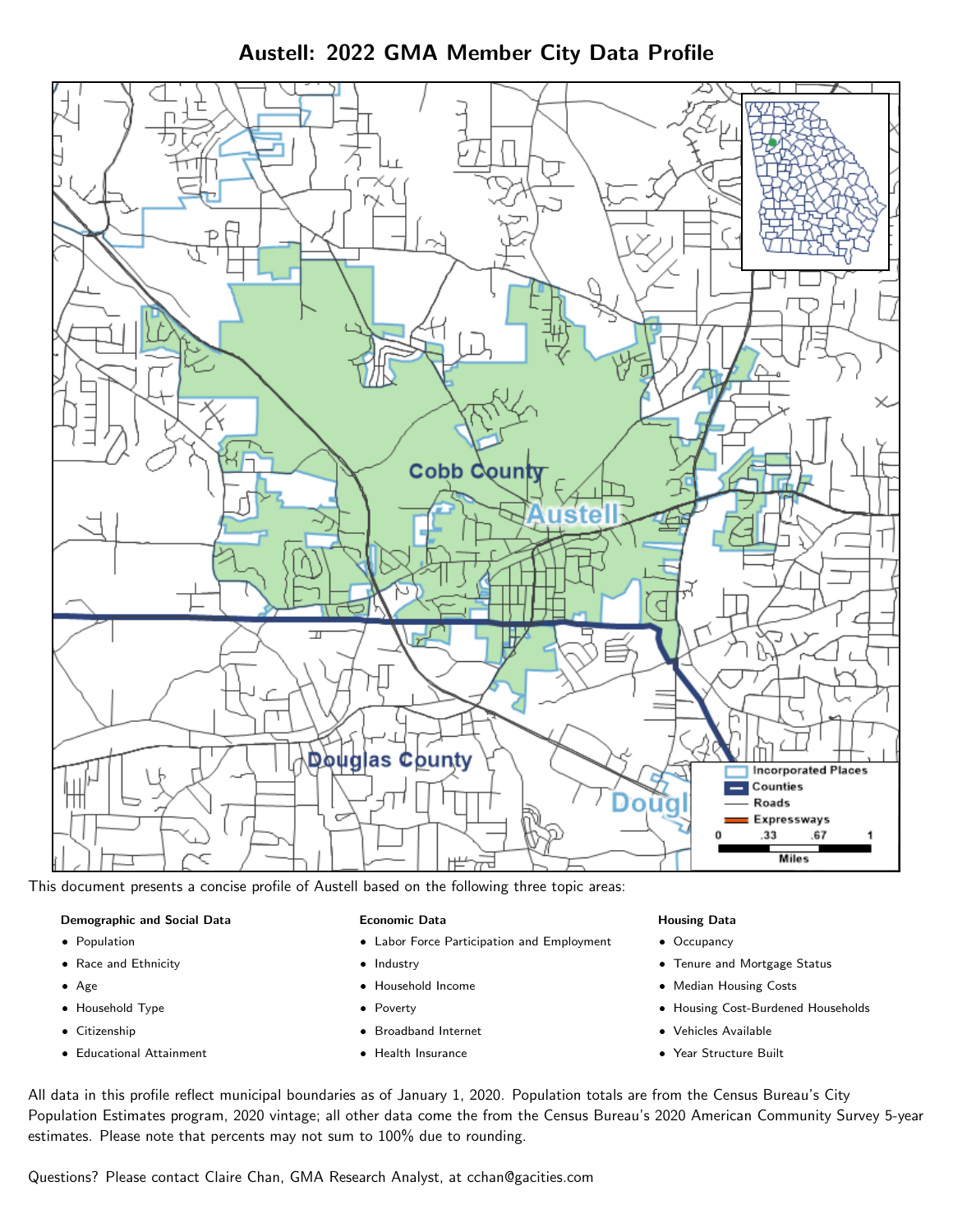# Austell: 2022 GMA Member City Data Profile

This document presents a concise profile of Austell based on the following three topic areas:

**Demographic and Social Data**

- Population
- Race and Ethnicity
- Age
- Household Type
- Citizenship
- Educational Attainment

**Economic Data**

- Labor Force Participation and Employment
- Industry
- Household Income
- Poverty
- Broadband Internet
- Health Insurance

**Housing Data**

- Occupancy
- Tenure and Mortgage Status
- Median Housing Costs
- Housing Cost-Burdened Households
- Vehicles Available
- Year Structure Built

All data in this profile reflect municipal boundaries as of January 1, 2020. Population totals are from the Census Bureau's City Population Estimates program, 2020 vintage; all other data come the from the Census Bureau's 2020 American Community Survey 5-year estimates. Please note that percents may not sum to 100% due to rounding.

Questions? Please contact Claire Chan, GMA Research Analyst, at cchan@gacities.com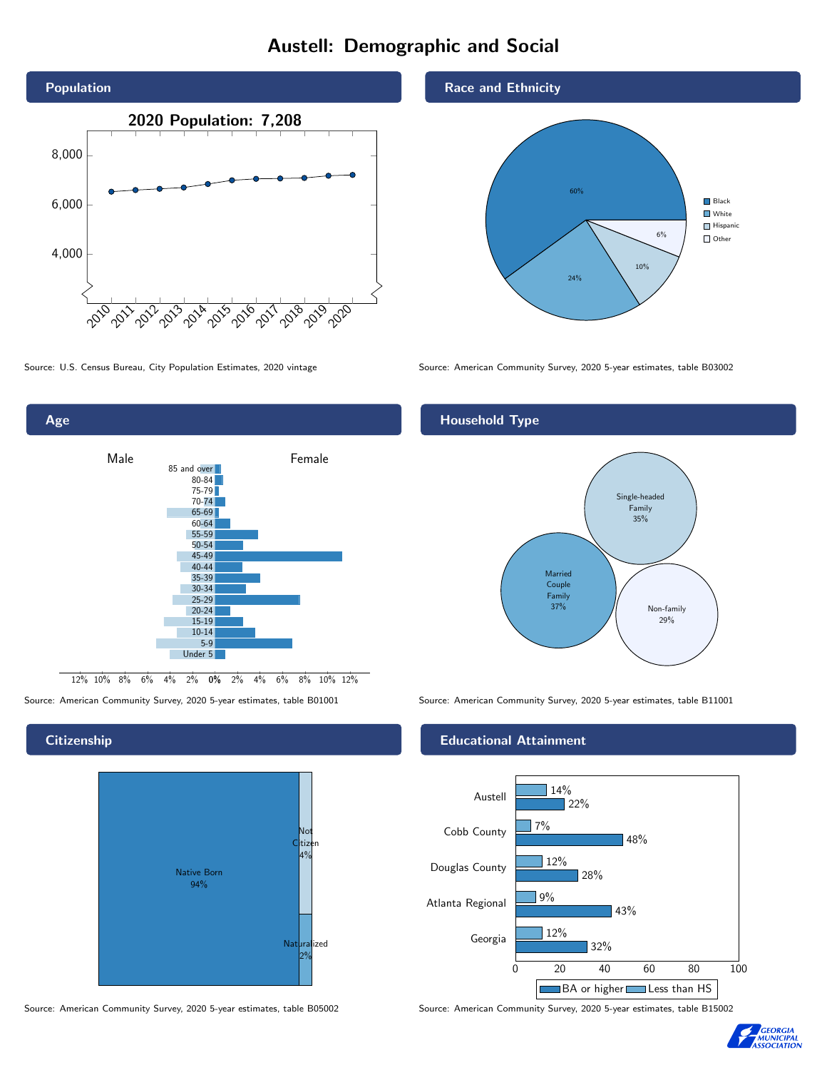# Austell: Demographic and Social

## Population

2020 Population: 7,208

Source: U.S. Census Bureau, City Population Estimates, 2020 vintage

## Race and Ethnicity

| Race/Ethnicity | Percent |
| --- | --- |
| Black | 60% |
| White | 24% |
| Hispanic | 10% |
| Other | 6% |

Source: American Community Survey, 2020 5-year estimates, table B03002

## Age

Source: American Community Survey, 2020 5-year estimates, table B01001

## Household Type

| Household Type | Percent |
| --- | --- |
| Married Couple Family | 37% |
| Single-headed Family | 35% |
| Non-family | 29% |

Source: American Community Survey, 2020 5-year estimates, table B11001

## Citizenship

| Citizenship | Percent |
| --- | --- |
| Native Born | 94% |
| Not Citizen | 4% |
| Naturalized | 2% |

Source: American Community Survey, 2020 5-year estimates, table B05002

## Educational Attainment

| Area | Less than HS | BA or higher |
| --- | --- | --- |
| Austell | 14% | 22% |
| Cobb County | 7% | 48% |
| Douglas County | 12% | 28% |
| Atlanta Regional | 9% | 43% |
| Georgia | 12% | 32% |

Source: American Community Survey, 2020 5-year estimates, table B15002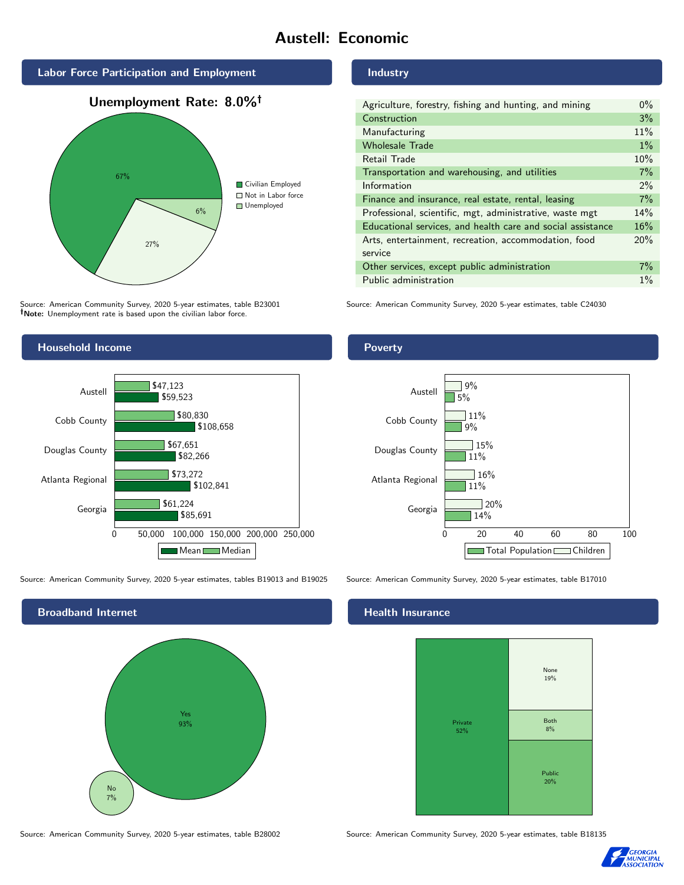# Austell: Economic

## Labor Force Participation and Employment

**Unemployment Rate: 8.0%†**

| Category | Percent |
|---|---|
| Civilian Employed | 67% |
| Not in Labor force | 27% |
| Unemployed | 6% |

Source: American Community Survey, 2020 5-year estimates, table B23001
**†Note:** Unemployment rate is based upon the civilian labor force.

## Industry

| Industry | Percent |
|---|---|
| Agriculture, forestry, fishing and hunting, and mining | 0% |
| Construction | 3% |
| Manufacturing | 11% |
| Wholesale Trade | 1% |
| Retail Trade | 10% |
| Transportation and warehousing, and utilities | 7% |
| Information | 2% |
| Finance and insurance, real estate, rental, leasing | 7% |
| Professional, scientific, mgt, administrative, waste mgt | 14% |
| Educational services, and health care and social assistance | 16% |
| Arts, entertainment, recreation, accommodation, food service | 20% |
| Other services, except public administration | 7% |
| Public administration | 1% |

Source: American Community Survey, 2020 5-year estimates, table C24030

## Household Income

| Area | Median | Mean |
|---|---|---|
| Austell | $47,123 | $59,523 |
| Cobb County | $80,830 | $108,658 |
| Douglas County | $67,651 | $82,266 |
| Atlanta Regional | $73,272 | $102,841 |
| Georgia | $61,224 | $85,691 |

Source: American Community Survey, 2020 5-year estimates, tables B19013 and B19025

## Poverty

| Area | Children | Total Population |
|---|---|---|
| Austell | 9% | 5% |
| Cobb County | 11% | 9% |
| Douglas County | 15% | 11% |
| Atlanta Regional | 16% | 11% |
| Georgia | 20% | 14% |

Source: American Community Survey, 2020 5-year estimates, table B17010

## Broadband Internet

| Response | Percent |
|---|---|
| Yes | 93% |
| No | 7% |

Source: American Community Survey, 2020 5-year estimates, table B28002

## Health Insurance

| Type | Percent |
|---|---|
| Private | 52% |
| None | 19% |
| Both | 8% |
| Public | 20% |

Source: American Community Survey, 2020 5-year estimates, table B18135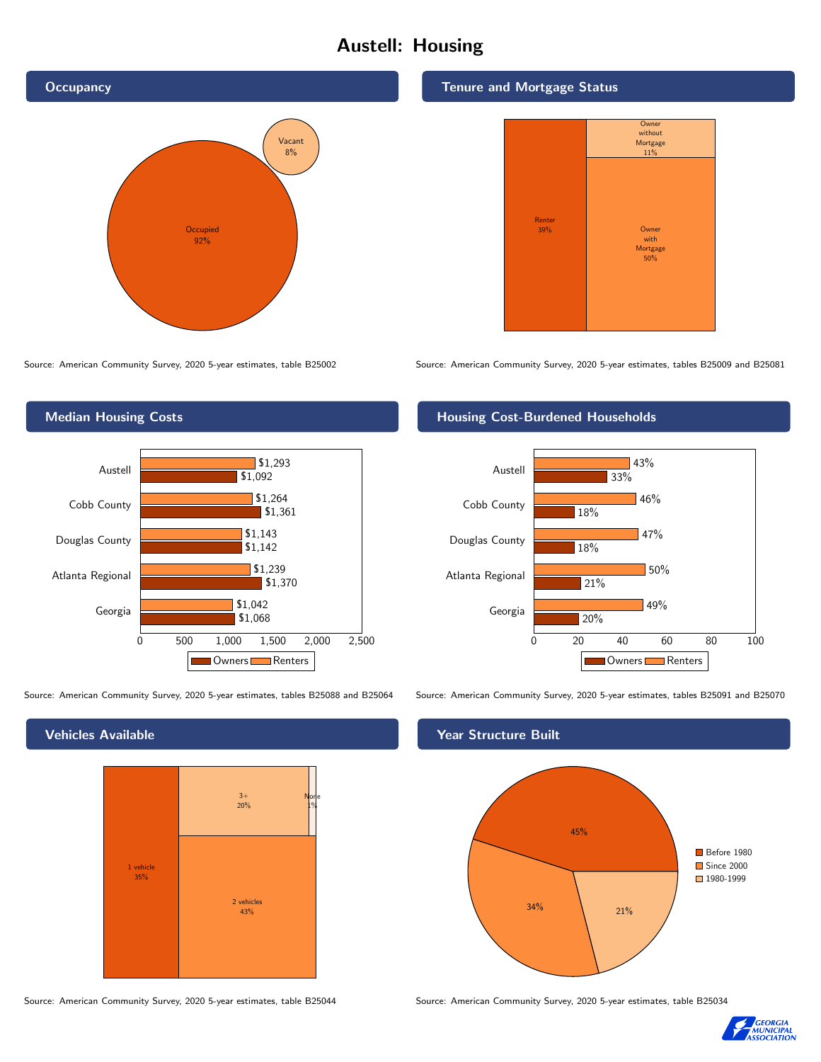# Austell: Housing

## Occupancy

Vacant
8%

Occupied
92%

Source: American Community Survey, 2020 5-year estimates, table B25002

## Tenure and Mortgage Status

Renter
39%

Owner without Mortgage
11%

Owner with Mortgage
50%

Source: American Community Survey, 2020 5-year estimates, tables B25009 and B25081

## Median Housing Costs

Austell
$1,293
$1,092

Cobb County
$1,264
$1,361

Douglas County
$1,143
$1,142

Atlanta Regional
$1,239
$1,370

Georgia
$1,042
$1,068

0 500 1,000 1,500 2,000 2,500

Owners Renters

Source: American Community Survey, 2020 5-year estimates, tables B25088 and B25064

## Housing Cost-Burdened Households

Austell
43%
33%

Cobb County
46%
18%

Douglas County
47%
18%

Atlanta Regional
50%
21%

Georgia
49%
20%

0 20 40 60 80 100

Owners Renters

Source: American Community Survey, 2020 5-year estimates, tables B25091 and B25070

## Vehicles Available

1 vehicle
35%

3+
20%

None
1%

2 vehicles
43%

Source: American Community Survey, 2020 5-year estimates, table B25044

## Year Structure Built

45%

34%

21%

Before 1980
Since 2000
1980-1999

Source: American Community Survey, 2020 5-year estimates, table B25034

GEORGIA MUNICIPAL ASSOCIATION